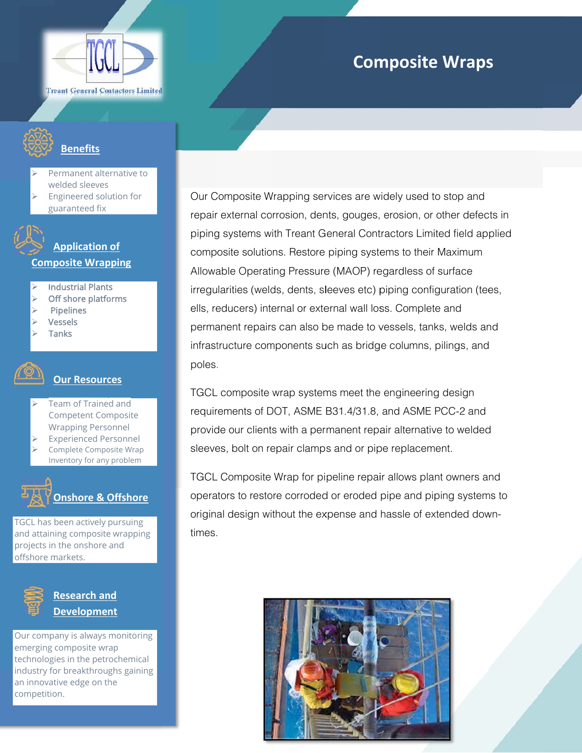Treant General Contactors Limited

# Composite Wraps

Our Composite Wrapping services are widely used to stop and repair external corrosion, dents, gouges, erosion, or other defects in piping systems with Treant General Contractors Limited field applied composite solutions. Restore piping systems to their Maximum Allowable Operating Pressure (MAOP) regardless of surface irregularities (welds, dents, sleeves etc) piping configuration (tees, ells, reducers) internal or external wall loss. Complete and permanent repairs can also be made to vessels, tanks, welds and infrastructure components such as bridge columns, pilings, and poles.

TGCL composite wrap systems meet the engineering design requirements of DOT, ASME B31.4/31.8, and ASME PCC-2 and provide our clients with a permanent repair alternative to welded sleeves, bolt on repair clamps and or pipe replacement.

TGCL Composite Wrap for pipeline repair allows plant owners and operators to restore corroded or eroded pipe and piping systems to original design without the expense and hassle of extended down-times.

## Benefits

- Permanent alternative to welded sleeves
- Engineered solution for guaranteed fix

## Application of Composite Wrapping

- Industrial Plants
- Off shore platforms
- Pipelines
- Vessels
- Tanks

## Our Resources

- Team of Trained and Competent Composite Wrapping Personnel
- Experienced Personnel
- Complete Composite Wrap Inventory for any problem

## Onshore & Offshore

TGCL has been actively pursuing and attaining composite wrapping projects in the onshore and offshore markets.

## Research and Development

Our company is always monitoring emerging composite wrap technologies in the petrochemical industry for breakthroughs gaining an innovative edge on the competition.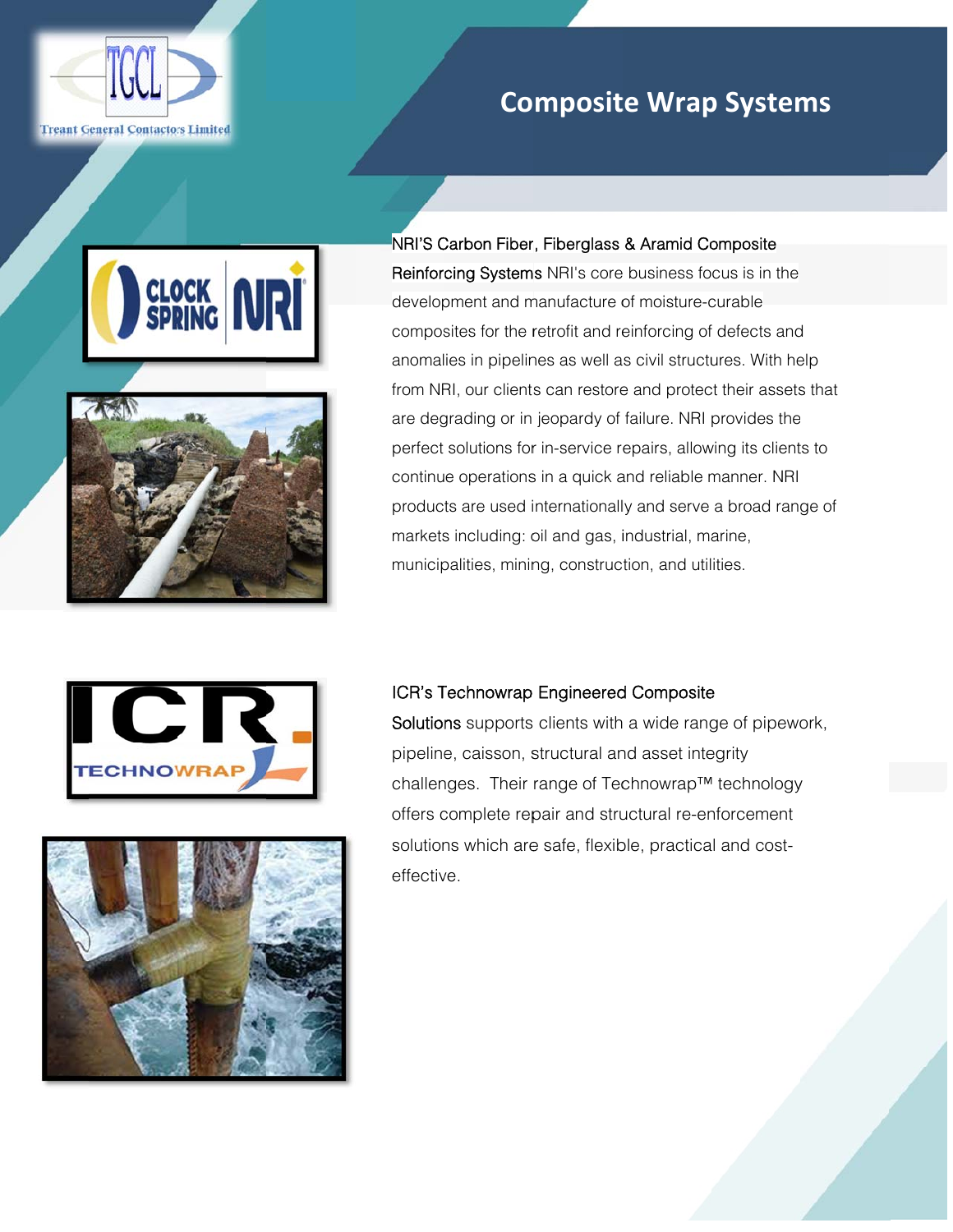# Composite Wrap Systems

NRI'S Carbon Fiber, Fiberglass & Aramid Composite Reinforcing Systems NRI's core business focus is in the development and manufacture of moisture-curable composites for the retrofit and reinforcing of defects and anomalies in pipelines as well as civil structures. With help from NRI, our clients can restore and protect their assets that are degrading or in jeopardy of failure. NRI provides the perfect solutions for in-service repairs, allowing its clients to continue operations in a quick and reliable manner. NRI products are used internationally and serve a broad range of markets including: oil and gas, industrial, marine, municipalities, mining, construction, and utilities.

ICR's Technowrap Engineered Composite Solutions supports clients with a wide range of pipework, pipeline, caisson, structural and asset integrity challenges. Their range of Technowrap™ technology offers complete repair and structural re-enforcement solutions which are safe, flexible, practical and cost-effective.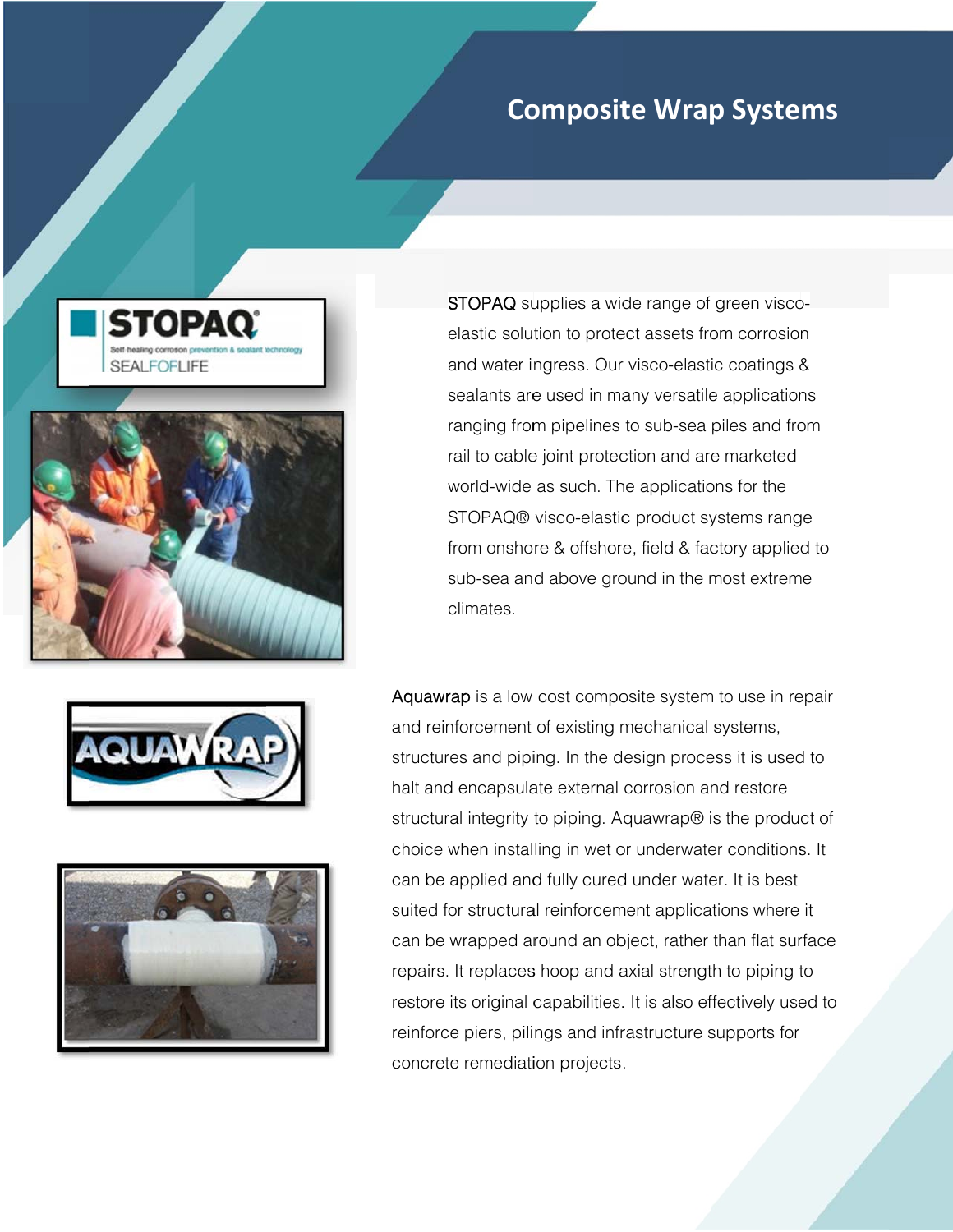# Composite Wrap Systems

STOPAQ supplies a wide range of green visco-elastic solution to protect assets from corrosion and water ingress. Our visco-elastic coatings & sealants are used in many versatile applications ranging from pipelines to sub-sea piles and from rail to cable joint protection and are marketed world-wide as such. The applications for the STOPAQ® visco-elastic product systems range from onshore & offshore, field & factory applied to sub-sea and above ground in the most extreme climates.

Aquawrap is a low cost composite system to use in repair and reinforcement of existing mechanical systems, structures and piping. In the design process it is used to halt and encapsulate external corrosion and restore structural integrity to piping. Aquawrap® is the product of choice when installing in wet or underwater conditions. It can be applied and fully cured under water. It is best suited for structural reinforcement applications where it can be wrapped around an object, rather than flat surface repairs. It replaces hoop and axial strength to piping to restore its original capabilities. It is also effectively used to reinforce piers, pilings and infrastructure supports for concrete remediation projects.